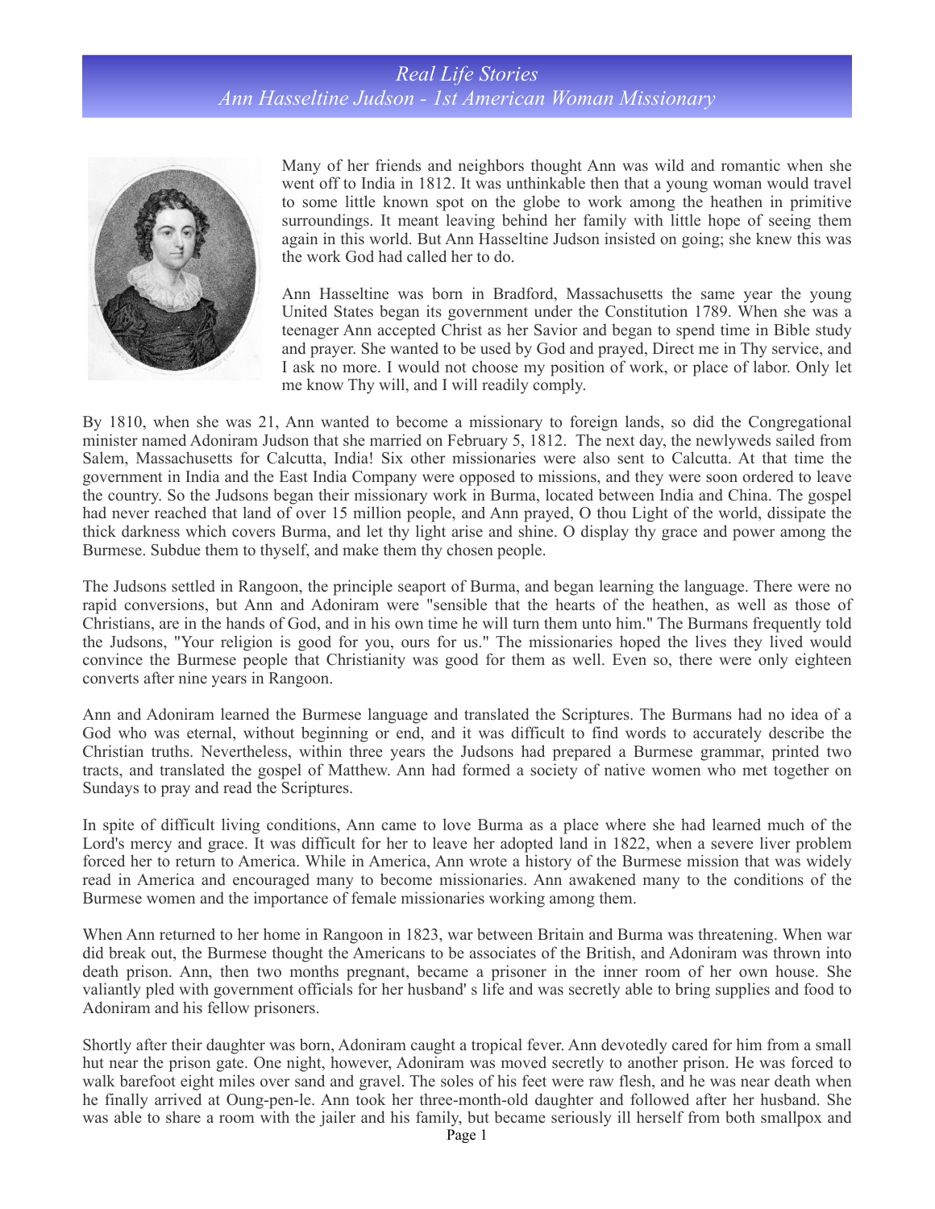# Real Life Stories
## Ann Hasseltine Judson - 1st American Woman Missionary

Many of her friends and neighbors thought Ann was wild and romantic when she went off to India in 1812. It was unthinkable then that a young woman would travel to some little known spot on the globe to work among the heathen in primitive surroundings. It meant leaving behind her family with little hope of seeing them again in this world. But Ann Hasseltine Judson insisted on going; she knew this was the work God had called her to do.

Ann Hasseltine was born in Bradford, Massachusetts the same year the young United States began its government under the Constitution 1789. When she was a teenager Ann accepted Christ as her Savior and began to spend time in Bible study and prayer. She wanted to be used by God and prayed, Direct me in Thy service, and I ask no more. I would not choose my position of work, or place of labor. Only let me know Thy will, and I will readily comply.

By 1810, when she was 21, Ann wanted to become a missionary to foreign lands, so did the Congregational minister named Adoniram Judson that she married on February 5, 1812. The next day, the newlyweds sailed from Salem, Massachusetts for Calcutta, India! Six other missionaries were also sent to Calcutta. At that time the government in India and the East India Company were opposed to missions, and they were soon ordered to leave the country. So the Judsons began their missionary work in Burma, located between India and China. The gospel had never reached that land of over 15 million people, and Ann prayed, O thou Light of the world, dissipate the thick darkness which covers Burma, and let thy light arise and shine. O display thy grace and power among the Burmese. Subdue them to thyself, and make them thy chosen people.

The Judsons settled in Rangoon, the principle seaport of Burma, and began learning the language. There were no rapid conversions, but Ann and Adoniram were "sensible that the hearts of the heathen, as well as those of Christians, are in the hands of God, and in his own time he will turn them unto him." The Burmans frequently told the Judsons, "Your religion is good for you, ours for us." The missionaries hoped the lives they lived would convince the Burmese people that Christianity was good for them as well. Even so, there were only eighteen converts after nine years in Rangoon.

Ann and Adoniram learned the Burmese language and translated the Scriptures. The Burmans had no idea of a God who was eternal, without beginning or end, and it was difficult to find words to accurately describe the Christian truths. Nevertheless, within three years the Judsons had prepared a Burmese grammar, printed two tracts, and translated the gospel of Matthew. Ann had formed a society of native women who met together on Sundays to pray and read the Scriptures.

In spite of difficult living conditions, Ann came to love Burma as a place where she had learned much of the Lord's mercy and grace. It was difficult for her to leave her adopted land in 1822, when a severe liver problem forced her to return to America. While in America, Ann wrote a history of the Burmese mission that was widely read in America and encouraged many to become missionaries. Ann awakened many to the conditions of the Burmese women and the importance of female missionaries working among them.

When Ann returned to her home in Rangoon in 1823, war between Britain and Burma was threatening. When war did break out, the Burmese thought the Americans to be associates of the British, and Adoniram was thrown into death prison. Ann, then two months pregnant, became a prisoner in the inner room of her own house. She valiantly pled with government officials for her husband' s life and was secretly able to bring supplies and food to Adoniram and his fellow prisoners.

Shortly after their daughter was born, Adoniram caught a tropical fever. Ann devotedly cared for him from a small hut near the prison gate. One night, however, Adoniram was moved secretly to another prison. He was forced to walk barefoot eight miles over sand and gravel. The soles of his feet were raw flesh, and he was near death when he finally arrived at Oung-pen-le. Ann took her three-month-old daughter and followed after her husband. She was able to share a room with the jailer and his family, but became seriously ill herself from both smallpox and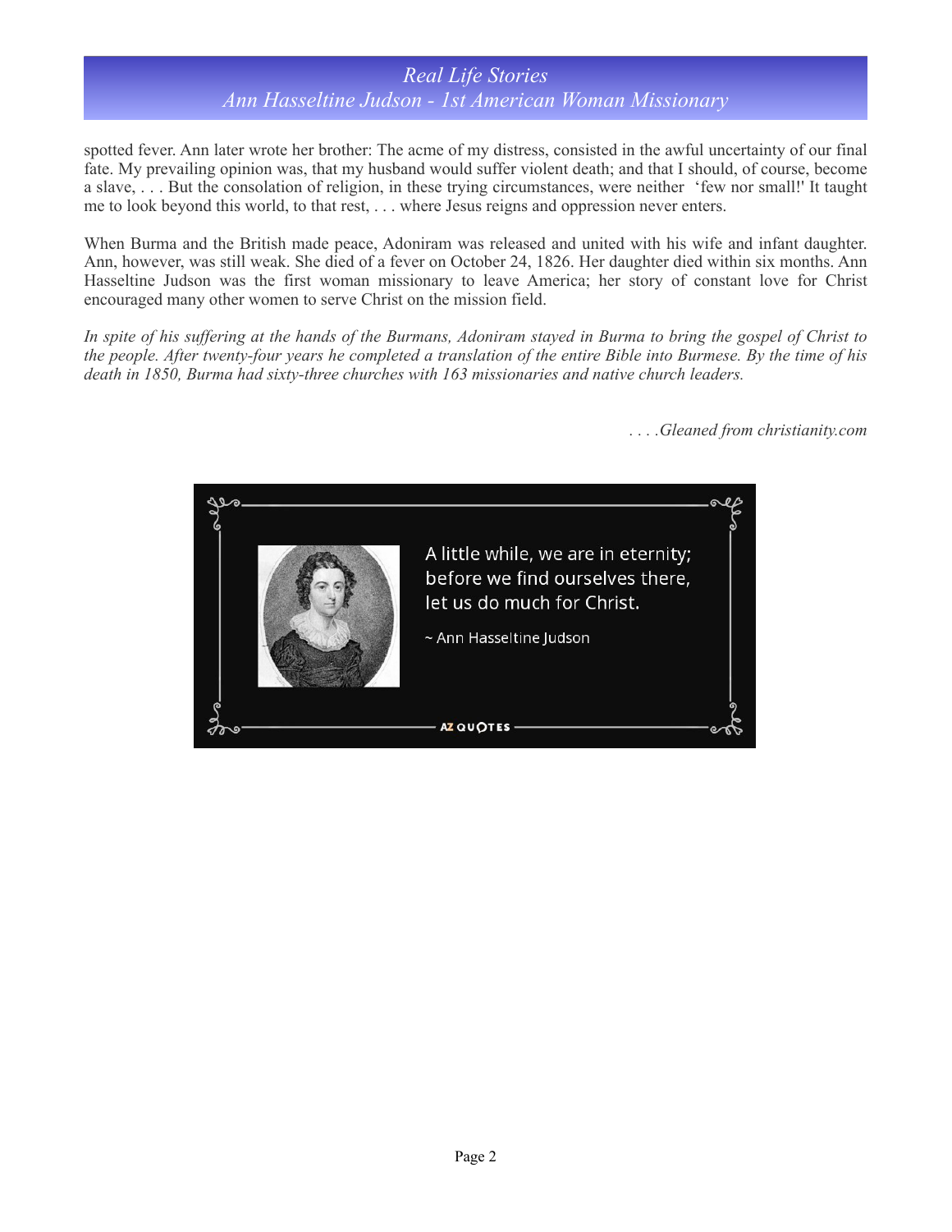spotted fever. Ann later wrote her brother: The acme of my distress, consisted in the awful uncertainty of our final fate. My prevailing opinion was, that my husband would suffer violent death; and that I should, of course, become a slave, . . . But the consolation of religion, in these trying circumstances, were neither 'few nor small!' It taught me to look beyond this world, to that rest, . . . where Jesus reigns and oppression never enters.

When Burma and the British made peace, Adoniram was released and united with his wife and infant daughter. Ann, however, was still weak. She died of a fever on October 24, 1826. Her daughter died within six months. Ann Hasseltine Judson was the first woman missionary to leave America; her story of constant love for Christ encouraged many other women to serve Christ on the mission field.

*In spite of his suffering at the hands of the Burmans, Adoniram stayed in Burma to bring the gospel of Christ to the people. After twenty-four years he completed a translation of the entire Bible into Burmese. By the time of his death in 1850, Burma had sixty-three churches with 163 missionaries and native church leaders.*

*. . . .Gleaned from christianity.com*

A little while, we are in eternity; before we find ourselves there, let us do much for Christ.

~ Ann Hasseltine Judson

AZ QUOTES